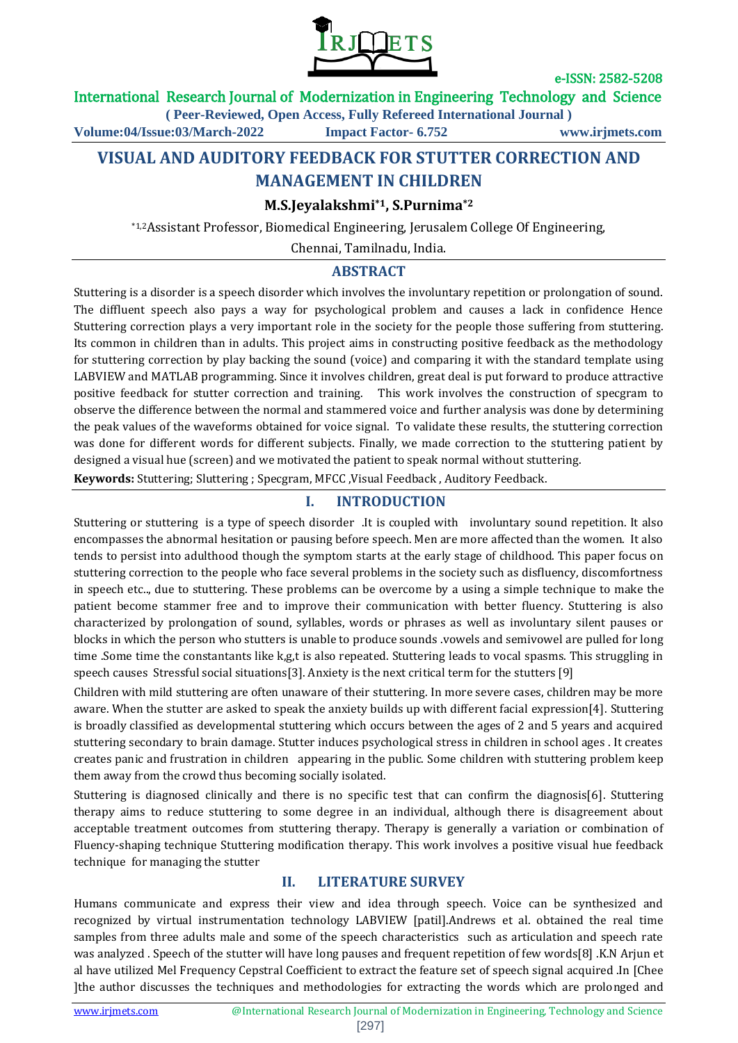# VISUAL AND AUDITORY FEEDBACK FOR STUTTER CORRECTION AND MANAGEMENT IN CHILDREN

**M.S.Jeyalakshmi*[1], S.Purnima*[2]**

*[1,2]Assistant Professor, Biomedical Engineering, Jerusalem College Of Engineering,

Chennai, Tamilnadu, India.

## ABSTRACT

Stuttering is a disorder is a speech disorder which involves the involuntary repetition or prolongation of sound. The diffluent speech also pays a way for psychological problem and causes a lack in confidence Hence Stuttering correction plays a very important role in the society for the people those suffering from stuttering. Its common in children than in adults. This project aims in constructing positive feedback as the methodology for stuttering correction by play backing the sound (voice) and comparing it with the standard template using LABVIEW and MATLAB programming. Since it involves children, great deal is put forward to produce attractive positive feedback for stutter correction and training. This work involves the construction of specgram to observe the difference between the normal and stammered voice and further analysis was done by determining the peak values of the waveforms obtained for voice signal. To validate these results, the stuttering correction was done for different words for different subjects. Finally, we made correction to the stuttering patient by designed a visual hue (screen) and we motivated the patient to speak normal without stuttering.

**Keywords:** Stuttering; Sluttering ; Specgram, MFCC ,Visual Feedback , Auditory Feedback.

## I. INTRODUCTION

Stuttering or stuttering is a type of speech disorder .It is coupled with involuntary sound repetition. It also encompasses the abnormal hesitation or pausing before speech. Men are more affected than the women. It also tends to persist into adulthood though the symptom starts at the early stage of childhood. This paper focus on stuttering correction to the people who face several problems in the society such as disfluency, discomfortness in speech etc.., due to stuttering. These problems can be overcome by a using a simple technique to make the patient become stammer free and to improve their communication with better fluency. Stuttering is also characterized by prolongation of sound, syllables, words or phrases as well as involuntary silent pauses or blocks in which the person who stutters is unable to produce sounds .vowels and semivowel are pulled for long time .Some time the constantants like k,g,t is also repeated. Stuttering leads to vocal spasms. This struggling in speech causes Stressful social situations[3]. Anxiety is the next critical term for the stutters [9]

Children with mild stuttering are often unaware of their stuttering. In more severe cases, children may be more aware. When the stutter are asked to speak the anxiety builds up with different facial expression[4]. Stuttering is broadly classified as developmental stuttering which occurs between the ages of 2 and 5 years and acquired stuttering secondary to brain damage. Stutter induces psychological stress in children in school ages . It creates creates panic and frustration in children appearing in the public. Some children with stuttering problem keep them away from the crowd thus becoming socially isolated.

Stuttering is diagnosed clinically and there is no specific test that can confirm the diagnosis[6]. Stuttering therapy aims to reduce stuttering to some degree in an individual, although there is disagreement about acceptable treatment outcomes from stuttering therapy. Therapy is generally a variation or combination of Fluency-shaping technique Stuttering modification therapy. This work involves a positive visual hue feedback technique for managing the stutter

## II. LITERATURE SURVEY

Humans communicate and express their view and idea through speech. Voice can be synthesized and recognized by virtual instrumentation technology LABVIEW [patil].Andrews et al. obtained the real time samples from three adults male and some of the speech characteristics such as articulation and speech rate was analyzed . Speech of the stutter will have long pauses and frequent repetition of few words[8] .K.N Arjun et al have utilized Mel Frequency Cepstral Coefficient to extract the feature set of speech signal acquired .In [Chee ]the author discusses the techniques and methodologies for extracting the words which are prolonged and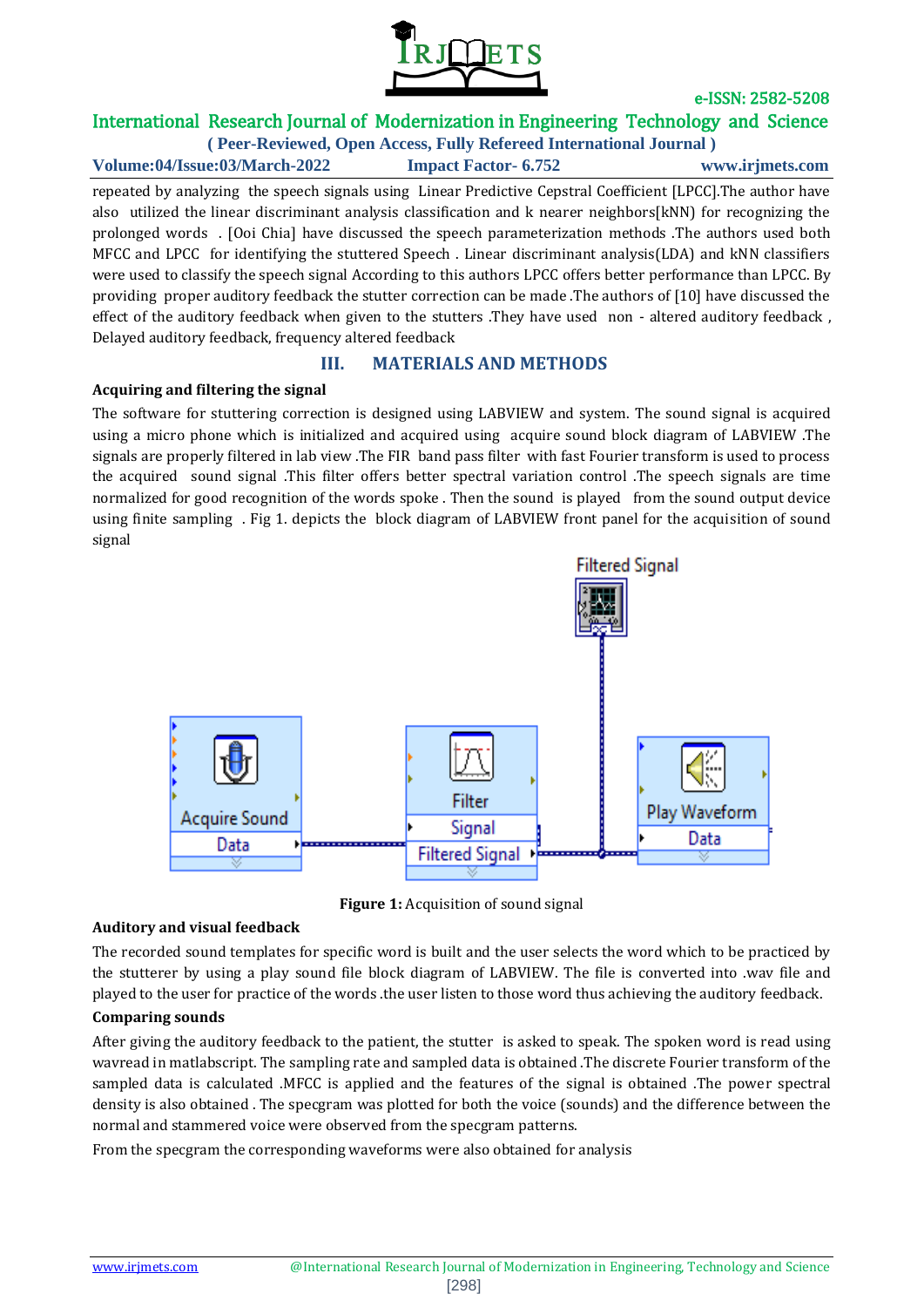repeated by analyzing the speech signals using Linear Predictive Cepstral Coefficient [LPCC].The author have also utilized the linear discriminant analysis classification and k nearer neighbors[kNN] for recognizing the prolonged words . [Ooi Chia] have discussed the speech parameterization methods .The authors used both MFCC and LPCC for identifying the stuttered Speech . Linear discriminant analysis(LDA) and kNN classifiers were used to classify the speech signal According to this authors LPCC offers better performance than LPCC. By providing proper auditory feedback the stutter correction can be made .The authors of [10] have discussed the effect of the auditory feedback when given to the stutters .They have used non - altered auditory feedback , Delayed auditory feedback, frequency altered feedback

## III. MATERIALS AND METHODS

**Acquiring and filtering the signal**

The software for stuttering correction is designed using LABVIEW and system. The sound signal is acquired using a micro phone which is initialized and acquired using acquire sound block diagram of LABVIEW .The signals are properly filtered in lab view .The FIR band pass filter with fast Fourier transform is used to process the acquired sound signal .This filter offers better spectral variation control .The speech signals are time normalized for good recognition of the words spoke . Then the sound is played from the sound output device using finite sampling . Fig 1. depicts the block diagram of LABVIEW front panel for the acquisition of sound signal

**Figure 1:** Acquisition of sound signal

**Auditory and visual feedback**

The recorded sound templates for specific word is built and the user selects the word which to be practiced by the stutterer by using a play sound file block diagram of LABVIEW. The file is converted into .wav file and played to the user for practice of the words .the user listen to those word thus achieving the auditory feedback.

**Comparing sounds**

After giving the auditory feedback to the patient, the stutter is asked to speak. The spoken word is read using wavread in matlabscript. The sampling rate and sampled data is obtained .The discrete Fourier transform of the sampled data is calculated .MFCC is applied and the features of the signal is obtained .The power spectral density is also obtained . The specgram was plotted for both the voice (sounds) and the difference between the normal and stammered voice were observed from the specgram patterns.

From the specgram the corresponding waveforms were also obtained for analysis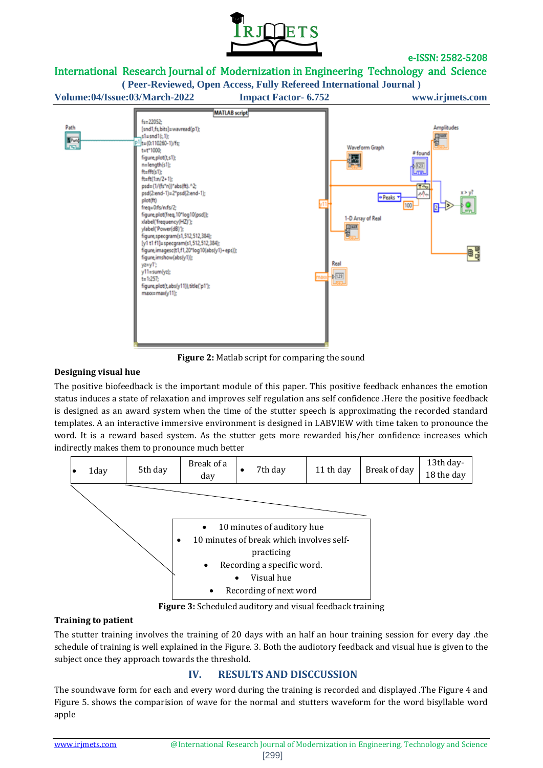```
fs=22052;
[snd1,fs,bits]=wavread(p1);
s1=snd1(:,1);
t=(0:110260-1)/fs;
t=t*1000;
figure,plot(t,s1);
n=length(s1);
ft=fft(s1);
ft=ft(1:n/2+1);
psd=(1/(fs*n))*abs(ft).^2;
psd(2:end-1)=2*psd(2:end-1);
plot(ft)
freq=0:fs/n:fs/2;
figure,plot(freq,10*log10(psd));
xlabel('frequency(HZ)');
ylabel('Power(dB)');
figure,specgram(s1,512,512,384);
[y1 t1 f1]=specgram(s1,512,512,384);
figure,imagesc(t1,f1,20*log10(abs(y1)+eps));
figure,imshow(abs(y1));
yz=y1';
y11=sum(yz);
t=1:257;
figure,plot(t,abs(y11)),title('p1');
maxx=max(y11);
```

**Figure 2:** Matlab script for comparing the sound

### Designing visual hue

The positive biofeedback is the important module of this paper. This positive feedback enhances the emotion status induces a state of relaxation and improves self regulation ans self confidence .Here the positive feedback is designed as an award system when the time of the stutter speech is approximating the recorded standard templates. A an interactive immersive environment is designed in LABVIEW with time taken to pronounce the word. It is a reward based system. As the stutter gets more rewarded his/her confidence increases which indirectly makes them to pronounce much better

| • 1day | 5th day | Break of a day | • 7th day | 11 th day | Break of day | 13th day-18 the day |
|---|---|---|---|---|---|---|

- 10 minutes of auditory hue
- 10 minutes of break which involves self-practicing
- Recording a specific word.
- Visual hue
- Recording of next word

**Figure 3:** Scheduled auditory and visual feedback training

### Training to patient

The stutter training involves the training of 20 days with an half an hour training session for every day .the schedule of training is well explained in the Figure. 3. Both the audiotory feedback and visual hue is given to the subject once they approach towards the threshold.

## IV. RESULTS AND DISCCUSSION

The soundwave form for each and every word during the training is recorded and displayed .The Figure 4 and Figure 5. shows the comparision of wave for the normal and stutters waveform for the word bisyllable word apple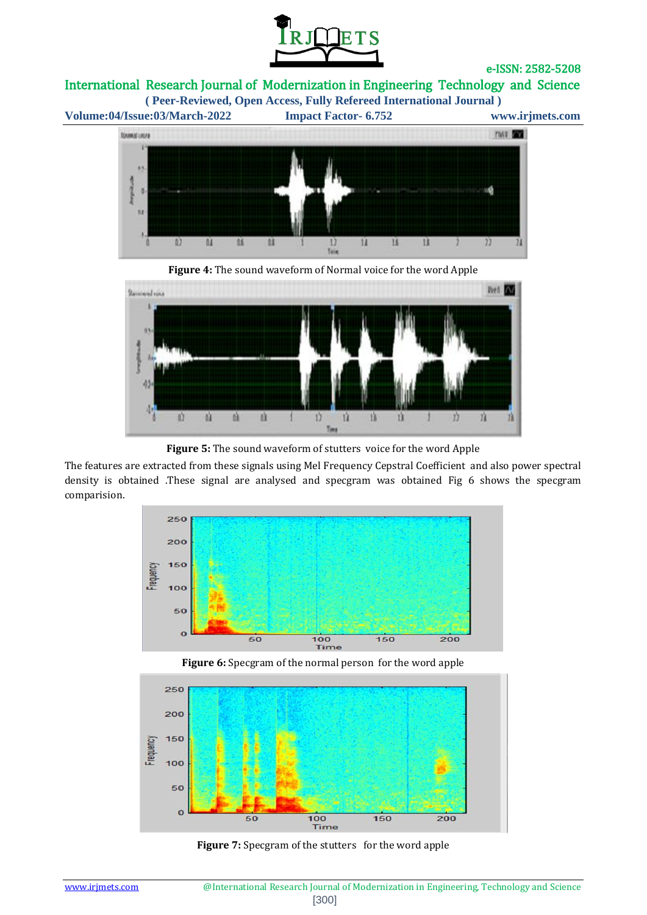**Figure 4:** The sound waveform of Normal voice for the word Apple

**Figure 5:** The sound waveform of stutters voice for the word Apple

The features are extracted from these signals using Mel Frequency Cepstral Coefficient and also power spectral density is obtained .These signal are analysed and specgram was obtained Fig 6 shows the specgram comparision.

**Figure 6:** Specgram of the normal person for the word apple

**Figure 7:** Specgram of the stutters for the word apple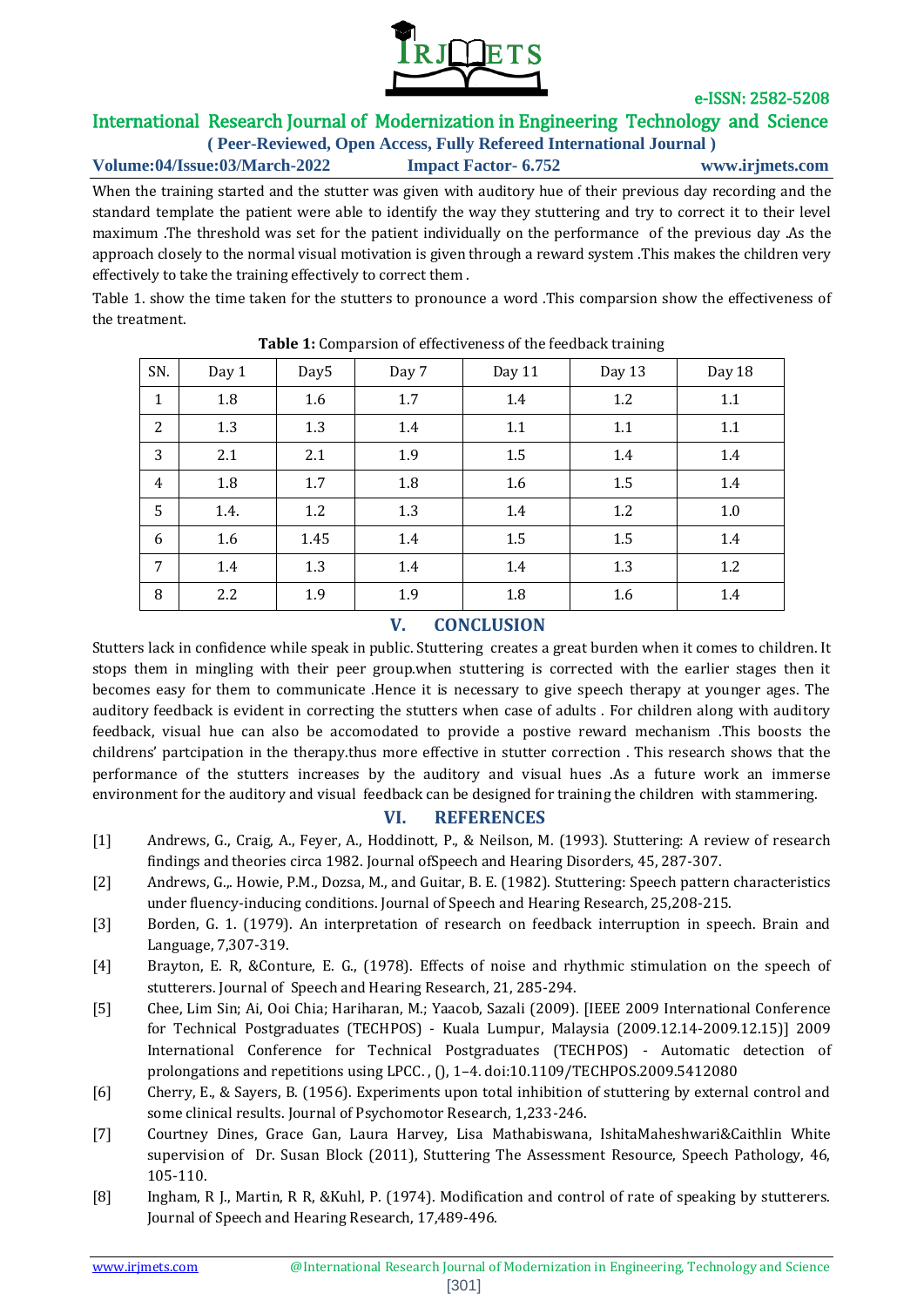When the training started and the stutter was given with auditory hue of their previous day recording and the standard template the patient were able to identify the way they stuttering and try to correct it to their level maximum .The threshold was set for the patient individually on the performance of the previous day .As the approach closely to the normal visual motivation is given through a reward system .This makes the children very effectively to take the training effectively to correct them .

Table 1. show the time taken for the stutters to pronounce a word .This comparsion show the effectiveness of the treatment.

**Table 1:** Comparsion of effectiveness of the feedback training

| SN. | Day 1 | Day5 | Day 7 | Day 11 | Day 13 | Day 18 |
|---|---|---|---|---|---|---|
| 1 | 1.8 | 1.6 | 1.7 | 1.4 | 1.2 | 1.1 |
| 2 | 1.3 | 1.3 | 1.4 | 1.1 | 1.1 | 1.1 |
| 3 | 2.1 | 2.1 | 1.9 | 1.5 | 1.4 | 1.4 |
| 4 | 1.8 | 1.7 | 1.8 | 1.6 | 1.5 | 1.4 |
| 5 | 1.4. | 1.2 | 1.3 | 1.4 | 1.2 | 1.0 |
| 6 | 1.6 | 1.45 | 1.4 | 1.5 | 1.5 | 1.4 |
| 7 | 1.4 | 1.3 | 1.4 | 1.4 | 1.3 | 1.2 |
| 8 | 2.2 | 1.9 | 1.9 | 1.8 | 1.6 | 1.4 |

## V. CONCLUSION

Stutters lack in confidence while speak in public. Stuttering creates a great burden when it comes to children. It stops them in mingling with their peer group.when stuttering is corrected with the earlier stages then it becomes easy for them to communicate .Hence it is necessary to give speech therapy at younger ages. The auditory feedback is evident in correcting the stutters when case of adults . For children along with auditory feedback, visual hue can also be accomodated to provide a postive reward mechanism .This boosts the childrens' partcipation in the therapy.thus more effective in stutter correction . This research shows that the performance of the stutters increases by the auditory and visual hues .As a future work an immerse environment for the auditory and visual feedback can be designed for training the children with stammering.

## VI. REFERENCES

[1] Andrews, G., Craig, A., Feyer, A., Hoddinott, P., & Neilson, M. (1993). Stuttering: A review of research findings and theories circa 1982. Journal ofSpeech and Hearing Disorders, 45, 287-307.

[2] Andrews, G.,. Howie, P.M., Dozsa, M., and Guitar, B. E. (1982). Stuttering: Speech pattern characteristics under fluency-inducing conditions. Journal of Speech and Hearing Research, 25,208-215.

[3] Borden, G. 1. (1979). An interpretation of research on feedback interruption in speech. Brain and Language, 7,307-319.

[4] Brayton, E. R, &Conture, E. G., (1978). Effects of noise and rhythmic stimulation on the speech of stutterers. Journal of Speech and Hearing Research, 21, 285-294.

[5] Chee, Lim Sin; Ai, Ooi Chia; Hariharan, M.; Yaacob, Sazali (2009). [IEEE 2009 International Conference for Technical Postgraduates (TECHPOS) - Kuala Lumpur, Malaysia (2009.12.14-2009.12.15)] 2009 International Conference for Technical Postgraduates (TECHPOS) - Automatic detection of prolongations and repetitions using LPCC. , (), 1–4. doi:10.1109/TECHPOS.2009.5412080

[6] Cherry, E., & Sayers, B. (1956). Experiments upon total inhibition of stuttering by external control and some clinical results. Journal of Psychomotor Research, 1,233-246.

[7] Courtney Dines, Grace Gan, Laura Harvey, Lisa Mathabiswana, IshitaMaheshwari&Caithlin White supervision of Dr. Susan Block (2011), Stuttering The Assessment Resource, Speech Pathology, 46, 105-110.

[8] Ingham, R J., Martin, R R, &Kuhl, P. (1974). Modification and control of rate of speaking by stutterers. Journal of Speech and Hearing Research, 17,489-496.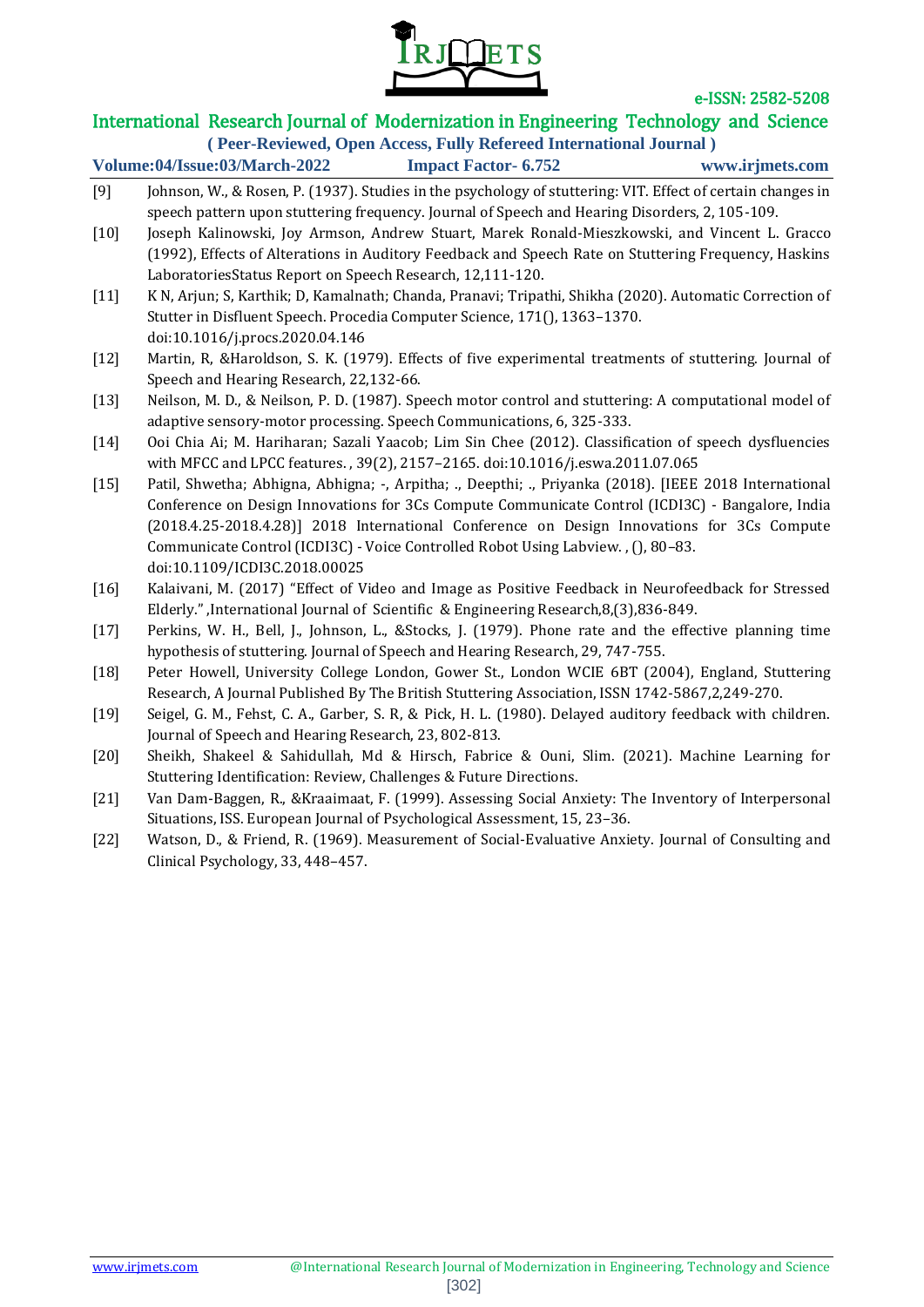[9] Johnson, W., & Rosen, P. (1937). Studies in the psychology of stuttering: VIT. Effect of certain changes in speech pattern upon stuttering frequency. Journal of Speech and Hearing Disorders, 2, 105-109.

[10] Joseph Kalinowski, Joy Armson, Andrew Stuart, Marek Ronald-Mieszkowski, and Vincent L. Gracco (1992), Effects of Alterations in Auditory Feedback and Speech Rate on Stuttering Frequency, Haskins LaboratoriesStatus Report on Speech Research, 12,111-120.

[11] K N, Arjun; S, Karthik; D, Kamalnath; Chanda, Pranavi; Tripathi, Shikha (2020). Automatic Correction of Stutter in Disfluent Speech. Procedia Computer Science, 171(), 1363–1370. doi:10.1016/j.procs.2020.04.146

[12] Martin, R, &Haroldson, S. K. (1979). Effects of five experimental treatments of stuttering. Journal of Speech and Hearing Research, 22,132-66.

[13] Neilson, M. D., & Neilson, P. D. (1987). Speech motor control and stuttering: A computational model of adaptive sensory-motor processing. Speech Communications, 6, 325-333.

[14] Ooi Chia Ai; M. Hariharan; Sazali Yaacob; Lim Sin Chee (2012). Classification of speech dysfluencies with MFCC and LPCC features. , 39(2), 2157–2165. doi:10.1016/j.eswa.2011.07.065

[15] Patil, Shwetha; Abhigna, Abhigna; -, Arpitha; ., Deepthi; ., Priyanka (2018). [IEEE 2018 International Conference on Design Innovations for 3Cs Compute Communicate Control (ICDI3C) - Bangalore, India (2018.4.25-2018.4.28)] 2018 International Conference on Design Innovations for 3Cs Compute Communicate Control (ICDI3C) - Voice Controlled Robot Using Labview. , (), 80–83. doi:10.1109/ICDI3C.2018.00025

[16] Kalaivani, M. (2017) "Effect of Video and Image as Positive Feedback in Neurofeedback for Stressed Elderly." ,International Journal of Scientific & Engineering Research,8,(3),836-849.

[17] Perkins, W. H., Bell, J., Johnson, L., &Stocks, J. (1979). Phone rate and the effective planning time hypothesis of stuttering. Journal of Speech and Hearing Research, 29, 747-755.

[18] Peter Howell, University College London, Gower St., London WCIE 6BT (2004), England, Stuttering Research, A Journal Published By The British Stuttering Association, ISSN 1742-5867,2,249-270.

[19] Seigel, G. M., Fehst, C. A., Garber, S. R, & Pick, H. L. (1980). Delayed auditory feedback with children. Journal of Speech and Hearing Research, 23, 802-813.

[20] Sheikh, Shakeel & Sahidullah, Md & Hirsch, Fabrice & Ouni, Slim. (2021). Machine Learning for Stuttering Identification: Review, Challenges & Future Directions.

[21] Van Dam-Baggen, R., &Kraaimaat, F. (1999). Assessing Social Anxiety: The Inventory of Interpersonal Situations, ISS. European Journal of Psychological Assessment, 15, 23–36.

[22] Watson, D., & Friend, R. (1969). Measurement of Social-Evaluative Anxiety. Journal of Consulting and Clinical Psychology, 33, 448–457.